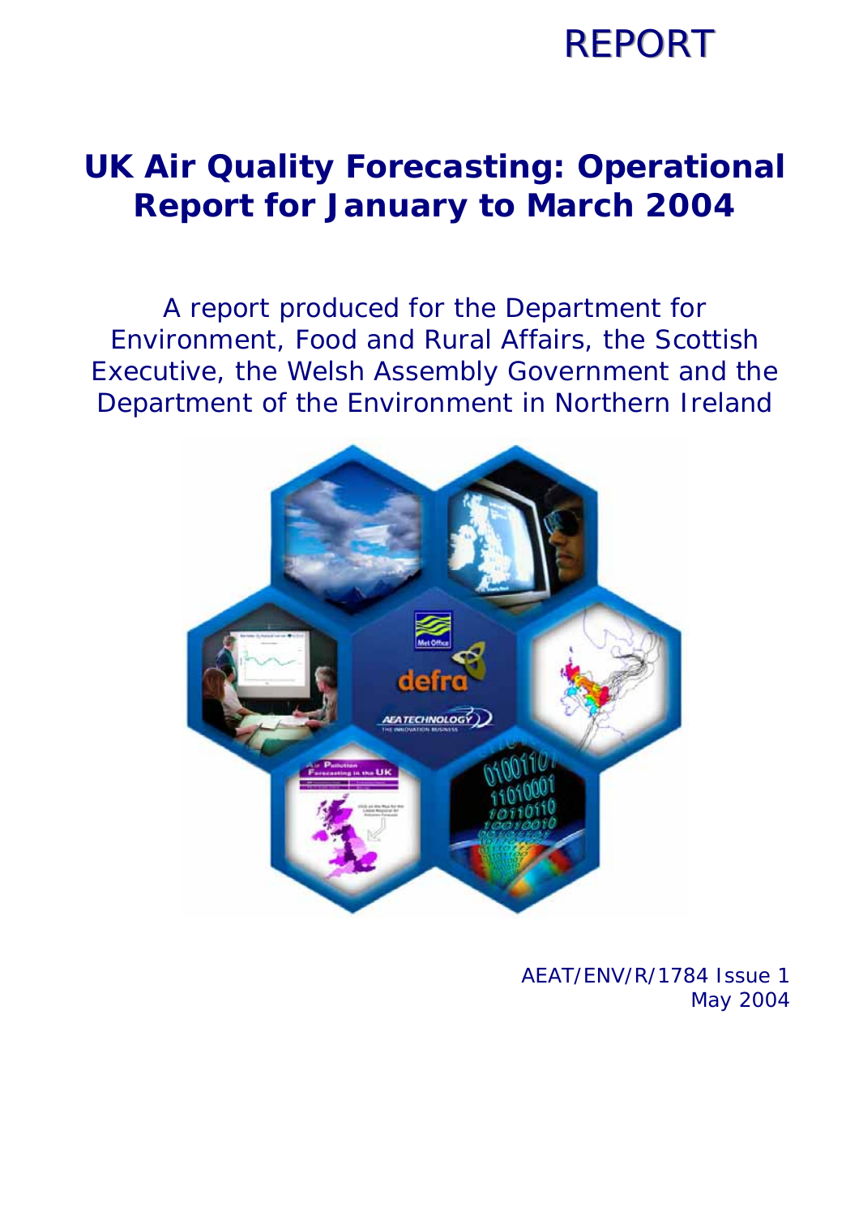REPORT

# UK Air Quality Forecasting: Operational Report for January to March 2004

A report produced for the Department for Environment, Food and Rural Affairs, the Scottish Executive, the Welsh Assembly Government and the Department of the Environment in Northern Ireland

AEAT/ENV/R/1784 Issue 1
May 2004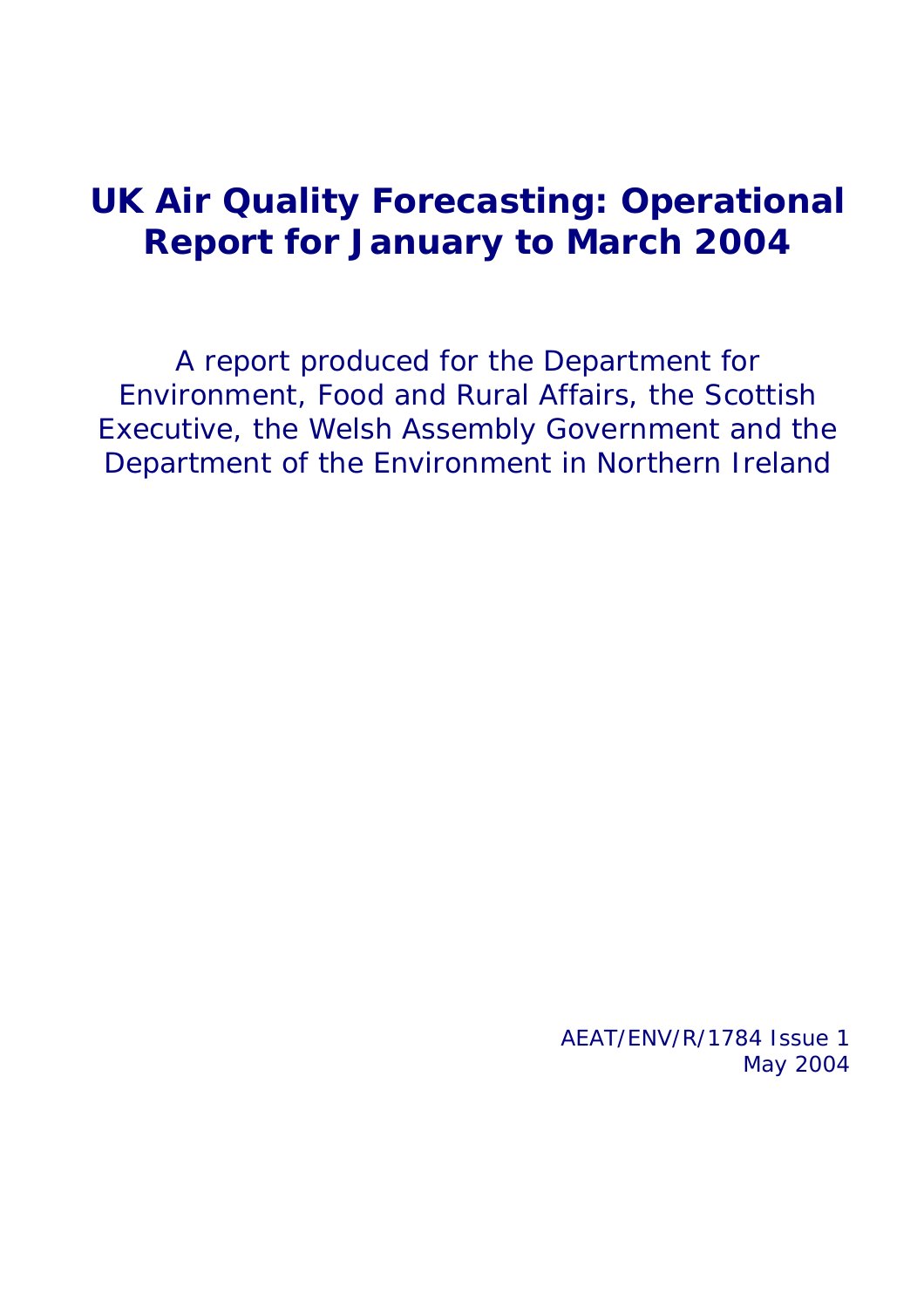# UK Air Quality Forecasting: Operational Report for January to March 2004

A report produced for the Department for Environment, Food and Rural Affairs, the Scottish Executive, the Welsh Assembly Government and the Department of the Environment in Northern Ireland

AEAT/ENV/R/1784 Issue 1
May 2004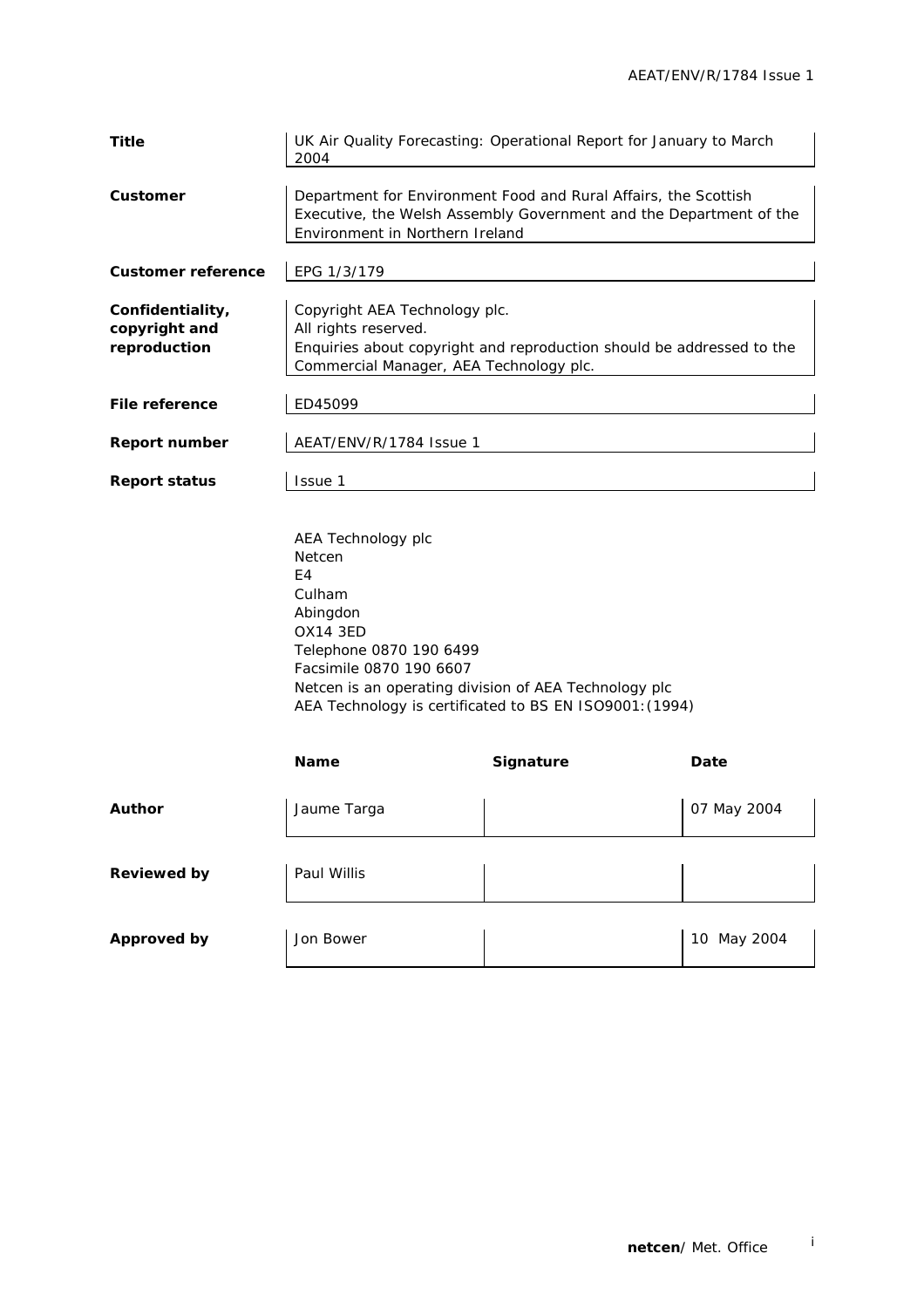| | |
|---|---|
| **Title** | UK Air Quality Forecasting: Operational Report for January to March 2004 |
| **Customer** | Department for Environment Food and Rural Affairs, the Scottish Executive, the Welsh Assembly Government and the Department of the Environment in Northern Ireland |
| **Customer reference** | EPG 1/3/179 |
| **Confidentiality, copyright and reproduction** | Copyright AEA Technology plc. All rights reserved. Enquiries about copyright and reproduction should be addressed to the Commercial Manager, AEA Technology plc. |
| **File reference** | ED45099 |
| **Report number** | AEAT/ENV/R/1784 Issue 1 |
| **Report status** | Issue 1 |

AEA Technology plc
Netcen
E4
Culham
Abingdon
OX14 3ED
Telephone 0870 190 6499
Facsimile 0870 190 6607
Netcen is an operating division of AEA Technology plc
AEA Technology is certificated to BS EN ISO9001:(1994)

| | Name | Signature | Date |
|---|---|---|---|
| **Author** | Jaume Targa | | 07 May 2004 |
| **Reviewed by** | Paul Willis | | |
| **Approved by** | Jon Bower | | 10 May 2004 |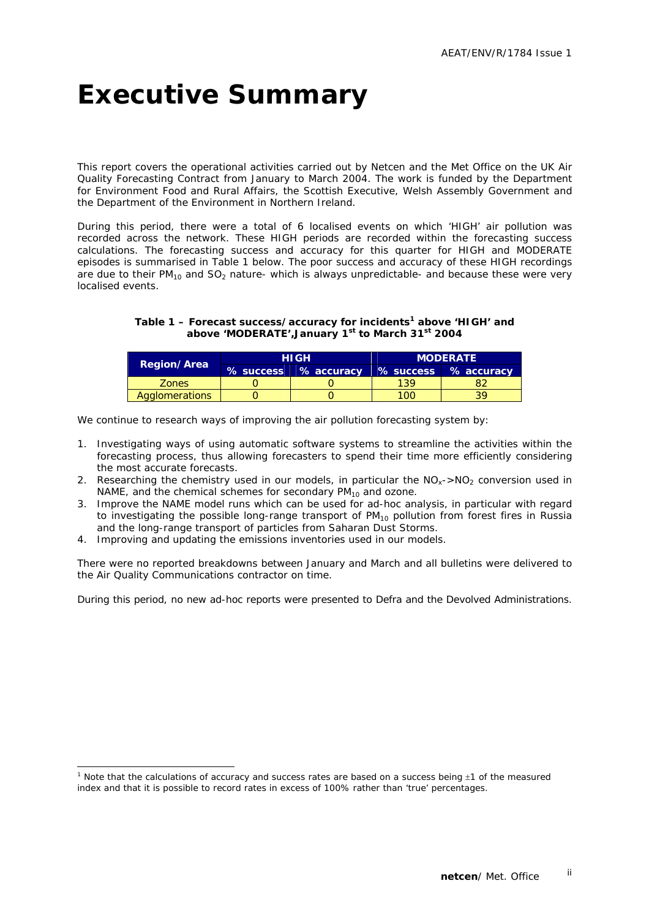# Executive Summary

This report covers the operational activities carried out by Netcen and the Met Office on the UK Air Quality Forecasting Contract from January to March 2004. The work is funded by the Department for Environment Food and Rural Affairs, the Scottish Executive, Welsh Assembly Government and the Department of the Environment in Northern Ireland.

During this period, there were a total of 6 localised events on which 'HIGH' air pollution was recorded across the network. These HIGH periods are recorded within the forecasting success calculations. The forecasting success and accuracy for this quarter for HIGH and MODERATE episodes is summarised in Table 1 below. The poor success and accuracy of these HIGH recordings are due to their $PM_{10}$ and $SO_2$ nature- which is always unpredictable- and because these were very localised events.

**Table 1 – Forecast success/accuracy for incidents[1] above 'HIGH' and above 'MODERATE', January 1st to March 31st 2004**

| Region/Area | HIGH | | MODERATE | |
|---|---|---|---|---|
| | % success | % accuracy | % success | % accuracy |
| Zones | 0 | 0 | 139 | 82 |
| Agglomerations | 0 | 0 | 100 | 39 |

We continue to research ways of improving the air pollution forecasting system by:

1. Investigating ways of using automatic software systems to streamline the activities within the forecasting process, thus allowing forecasters to spend their time more efficiently considering the most accurate forecasts.
2. Researching the chemistry used in our models, in particular the $NO_x$->$NO_2$ conversion used in NAME, and the chemical schemes for secondary $PM_{10}$ and ozone.
3. Improve the NAME model runs which can be used for ad-hoc analysis, in particular with regard to investigating the possible long-range transport of $PM_{10}$ pollution from forest fires in Russia and the long-range transport of particles from Saharan Dust Storms.
4. Improving and updating the emissions inventories used in our models.

There were no reported breakdowns between January and March and all bulletins were delivered to the Air Quality Communications contractor on time.

During this period, no new ad-hoc reports were presented to Defra and the Devolved Administrations.

[1] Note that the calculations of accuracy and success rates are based on a success being ±1 of the measured index and that it is possible to record rates in excess of 100% rather than 'true' percentages.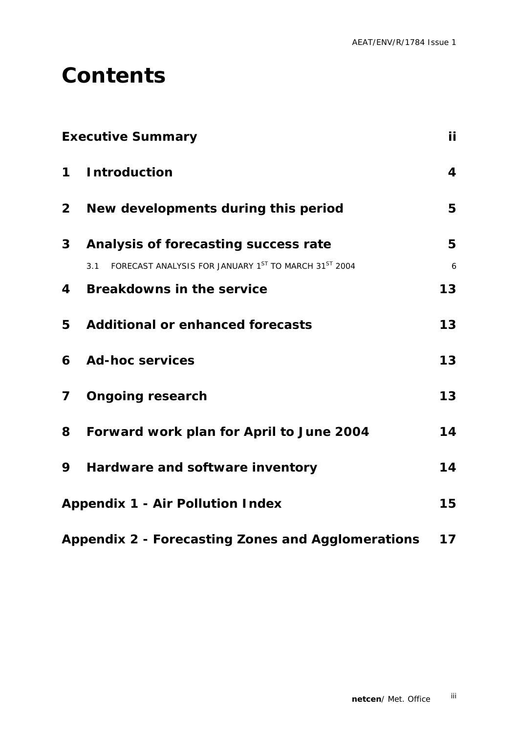# Contents

| | | |
|---|---|---|
| **Executive Summary** | | **ii** |
| **1** | **Introduction** | **4** |
| **2** | **New developments during this period** | **5** |
| **3** | **Analysis of forecasting success rate** | **5** |
| | 3.1 FORECAST ANALYSIS FOR JANUARY 1ST TO MARCH 31ST 2004 | 6 |
| **4** | **Breakdowns in the service** | **13** |
| **5** | **Additional or enhanced forecasts** | **13** |
| **6** | **Ad-hoc services** | **13** |
| **7** | **Ongoing research** | **13** |
| **8** | **Forward work plan for April to June 2004** | **14** |
| **9** | **Hardware and software inventory** | **14** |
| **Appendix 1 - Air Pollution Index** | | **15** |
| **Appendix 2 - Forecasting Zones and Agglomerations** | | **17** |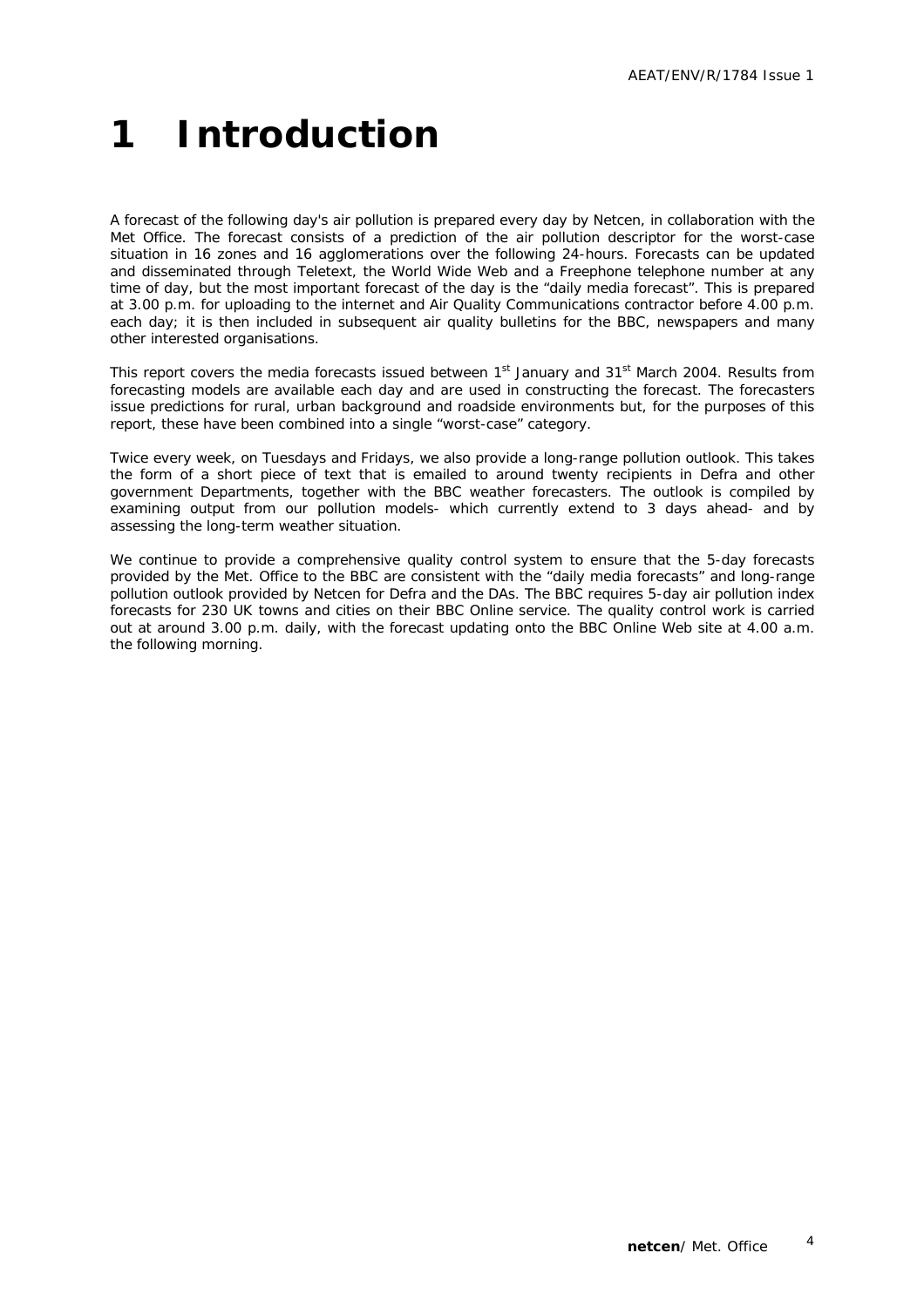# 1 Introduction

A forecast of the following day's air pollution is prepared every day by Netcen, in collaboration with the Met Office. The forecast consists of a prediction of the air pollution descriptor for the worst-case situation in 16 zones and 16 agglomerations over the following 24-hours. Forecasts can be updated and disseminated through Teletext, the World Wide Web and a Freephone telephone number at any time of day, but the most important forecast of the day is the "daily media forecast". This is prepared at 3.00 p.m. for uploading to the internet and Air Quality Communications contractor before 4.00 p.m. each day; it is then included in subsequent air quality bulletins for the BBC, newspapers and many other interested organisations.

This report covers the media forecasts issued between 1st January and 31st March 2004. Results from forecasting models are available each day and are used in constructing the forecast. The forecasters issue predictions for rural, urban background and roadside environments but, for the purposes of this report, these have been combined into a single "worst-case" category.

Twice every week, on Tuesdays and Fridays, we also provide a long-range pollution outlook. This takes the form of a short piece of text that is emailed to around twenty recipients in Defra and other government Departments, together with the BBC weather forecasters. The outlook is compiled by examining output from our pollution models- which currently extend to 3 days ahead- and by assessing the long-term weather situation.

We continue to provide a comprehensive quality control system to ensure that the 5-day forecasts provided by the Met. Office to the BBC are consistent with the "daily media forecasts" and long-range pollution outlook provided by Netcen for Defra and the DAs. The BBC requires 5-day air pollution index forecasts for 230 UK towns and cities on their BBC Online service. The quality control work is carried out at around 3.00 p.m. daily, with the forecast updating onto the BBC Online Web site at 4.00 a.m. the following morning.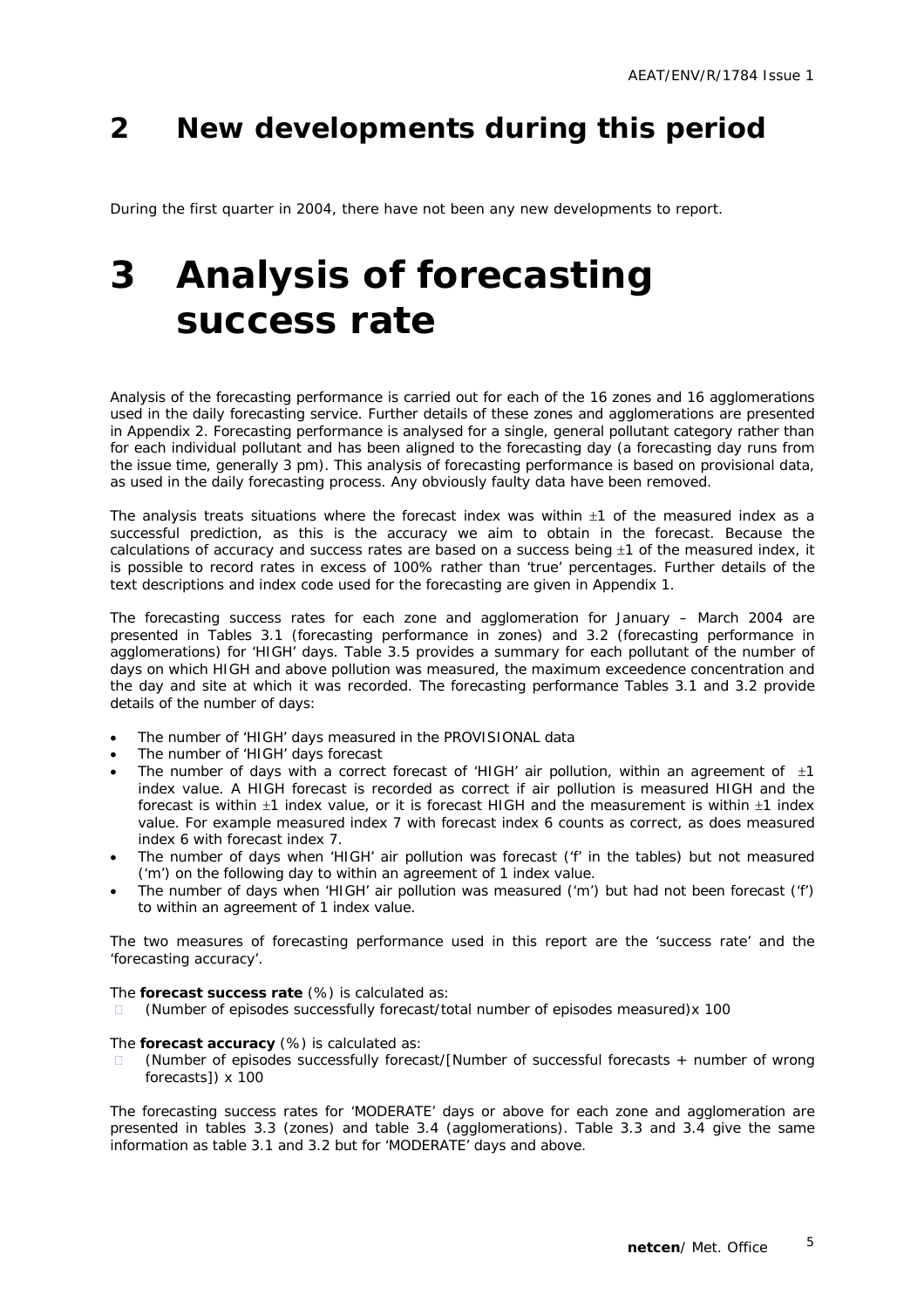# 2 New developments during this period

During the first quarter in 2004, there have not been any new developments to report.

# 3 Analysis of forecasting success rate

Analysis of the forecasting performance is carried out for each of the 16 zones and 16 agglomerations used in the daily forecasting service. Further details of these zones and agglomerations are presented in Appendix 2. Forecasting performance is analysed for a single, general pollutant category rather than for each individual pollutant and has been aligned to the forecasting day (a forecasting day runs from the issue time, generally 3 pm). This analysis of forecasting performance is based on provisional data, as used in the daily forecasting process. Any obviously faulty data have been removed.

The analysis treats situations where the forecast index was within ±1 of the measured index as a successful prediction, as this is the accuracy we aim to obtain in the forecast. Because the calculations of accuracy and success rates are based on a success being ±1 of the measured index, it is possible to record rates in excess of 100% rather than 'true' percentages. Further details of the text descriptions and index code used for the forecasting are given in Appendix 1.

The forecasting success rates for each zone and agglomeration for January – March 2004 are presented in Tables 3.1 (forecasting performance in zones) and 3.2 (forecasting performance in agglomerations) for 'HIGH' days. Table 3.5 provides a summary for each pollutant of the number of days on which HIGH and above pollution was measured, the maximum exceedence concentration and the day and site at which it was recorded. The forecasting performance Tables 3.1 and 3.2 provide details of the number of days:

- The number of 'HIGH' days measured in the PROVISIONAL data
- The number of 'HIGH' days forecast
- The number of days with a correct forecast of 'HIGH' air pollution, within an agreement of ±1 index value. A HIGH forecast is recorded as correct if air pollution is measured HIGH and the forecast is within ±1 index value, or it is forecast HIGH and the measurement is within ±1 index value. For example measured index 7 with forecast index 6 counts as correct, as does measured index 6 with forecast index 7.
- The number of days when 'HIGH' air pollution was forecast ('f' in the tables) but not measured ('m') on the following day to within an agreement of 1 index value.
- The number of days when 'HIGH' air pollution was measured ('m') but had not been forecast ('f') to within an agreement of 1 index value.

The two measures of forecasting performance used in this report are the 'success rate' and the 'forecasting accuracy'.

The **forecast success rate** (%) is calculated as:

- (Number of episodes successfully forecast/total number of episodes measured)x 100

The **forecast accuracy** (%) is calculated as:

- (Number of episodes successfully forecast/[Number of successful forecasts + number of wrong forecasts]) x 100

The forecasting success rates for 'MODERATE' days or above for each zone and agglomeration are presented in tables 3.3 (zones) and table 3.4 (agglomerations). Table 3.3 and 3.4 give the same information as table 3.1 and 3.2 but for 'MODERATE' days and above.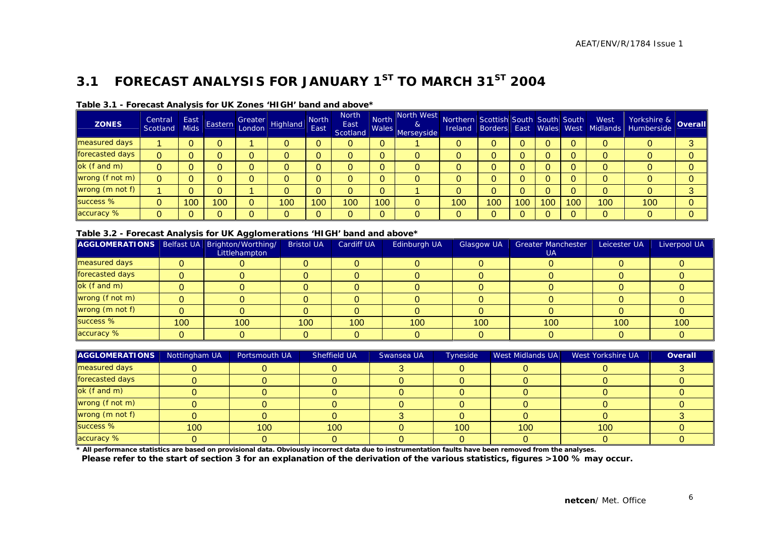## 3.1 FORECAST ANALYSIS FOR JANUARY 1$^{ST}$ TO MARCH 31$^{ST}$ 2004

**Table 3.1 - Forecast Analysis for UK Zones 'HIGH' band and above***

| ZONES | Central Scotland | East Mids | Eastern | Greater London | Highland | North East | North East Scotland | North Wales | North West & Merseyside | Northern Ireland | Scottish Borders | South East | South Wales | South West | West Midlands | Yorkshire & Humberside | Overall |
|---|---|---|---|---|---|---|---|---|---|---|---|---|---|---|---|---|---|
| measured days | 1 | 0 | 0 | 1 | 0 | 0 | 0 | 0 | 1 | 0 | 0 | 0 | 0 | 0 | 0 | 0 | 3 |
| forecasted days | 0 | 0 | 0 | 0 | 0 | 0 | 0 | 0 | 0 | 0 | 0 | 0 | 0 | 0 | 0 | 0 | 0 |
| ok (f and m) | 0 | 0 | 0 | 0 | 0 | 0 | 0 | 0 | 0 | 0 | 0 | 0 | 0 | 0 | 0 | 0 | 0 |
| wrong (f not m) | 0 | 0 | 0 | 0 | 0 | 0 | 0 | 0 | 0 | 0 | 0 | 0 | 0 | 0 | 0 | 0 | 0 |
| wrong (m not f) | 1 | 0 | 0 | 1 | 0 | 0 | 0 | 0 | 1 | 0 | 0 | 0 | 0 | 0 | 0 | 0 | 3 |
| success % | 0 | 100 | 100 | 0 | 100 | 100 | 100 | 100 | 0 | 100 | 100 | 100 | 100 | 100 | 100 | 100 | 0 |
| accuracy % | 0 | 0 | 0 | 0 | 0 | 0 | 0 | 0 | 0 | 0 | 0 | 0 | 0 | 0 | 0 | 0 | 0 |

**Table 3.2 - Forecast Analysis for UK Agglomerations 'HIGH' band and above***

| AGGLOMERATIONS | Belfast UA | Brighton/Worthing/ Littlehampton | Bristol UA | Cardiff UA | Edinburgh UA | Glasgow UA | Greater Manchester UA | Leicester UA | Liverpool UA |
|---|---|---|---|---|---|---|---|---|---|
| measured days | 0 | 0 | 0 | 0 | 0 | 0 | 0 | 0 | 0 |
| forecasted days | 0 | 0 | 0 | 0 | 0 | 0 | 0 | 0 | 0 |
| ok (f and m) | 0 | 0 | 0 | 0 | 0 | 0 | 0 | 0 | 0 |
| wrong (f not m) | 0 | 0 | 0 | 0 | 0 | 0 | 0 | 0 | 0 |
| wrong (m not f) | 0 | 0 | 0 | 0 | 0 | 0 | 0 | 0 | 0 |
| success % | 100 | 100 | 100 | 100 | 100 | 100 | 100 | 100 | 100 |
| accuracy % | 0 | 0 | 0 | 0 | 0 | 0 | 0 | 0 | 0 |

| AGGLOMERATIONS | Nottingham UA | Portsmouth UA | Sheffield UA | Swansea UA | Tyneside | West Midlands UA | West Yorkshire UA | Overall |
|---|---|---|---|---|---|---|---|---|
| measured days | 0 | 0 | 0 | 3 | 0 | 0 | 0 | 3 |
| forecasted days | 0 | 0 | 0 | 0 | 0 | 0 | 0 | 0 |
| ok (f and m) | 0 | 0 | 0 | 0 | 0 | 0 | 0 | 0 |
| wrong (f not m) | 0 | 0 | 0 | 0 | 0 | 0 | 0 | 0 |
| wrong (m not f) | 0 | 0 | 0 | 3 | 0 | 0 | 0 | 3 |
| success % | 100 | 100 | 100 | 0 | 100 | 100 | 100 | 0 |
| accuracy % | 0 | 0 | 0 | 0 | 0 | 0 | 0 | 0 |

**\* All performance statistics are based on provisional data. Obviously incorrect data due to instrumentation faults have been removed from the analyses.**
**Please refer to the start of section 3 for an explanation of the derivation of the various statistics, figures >100 % may occur.**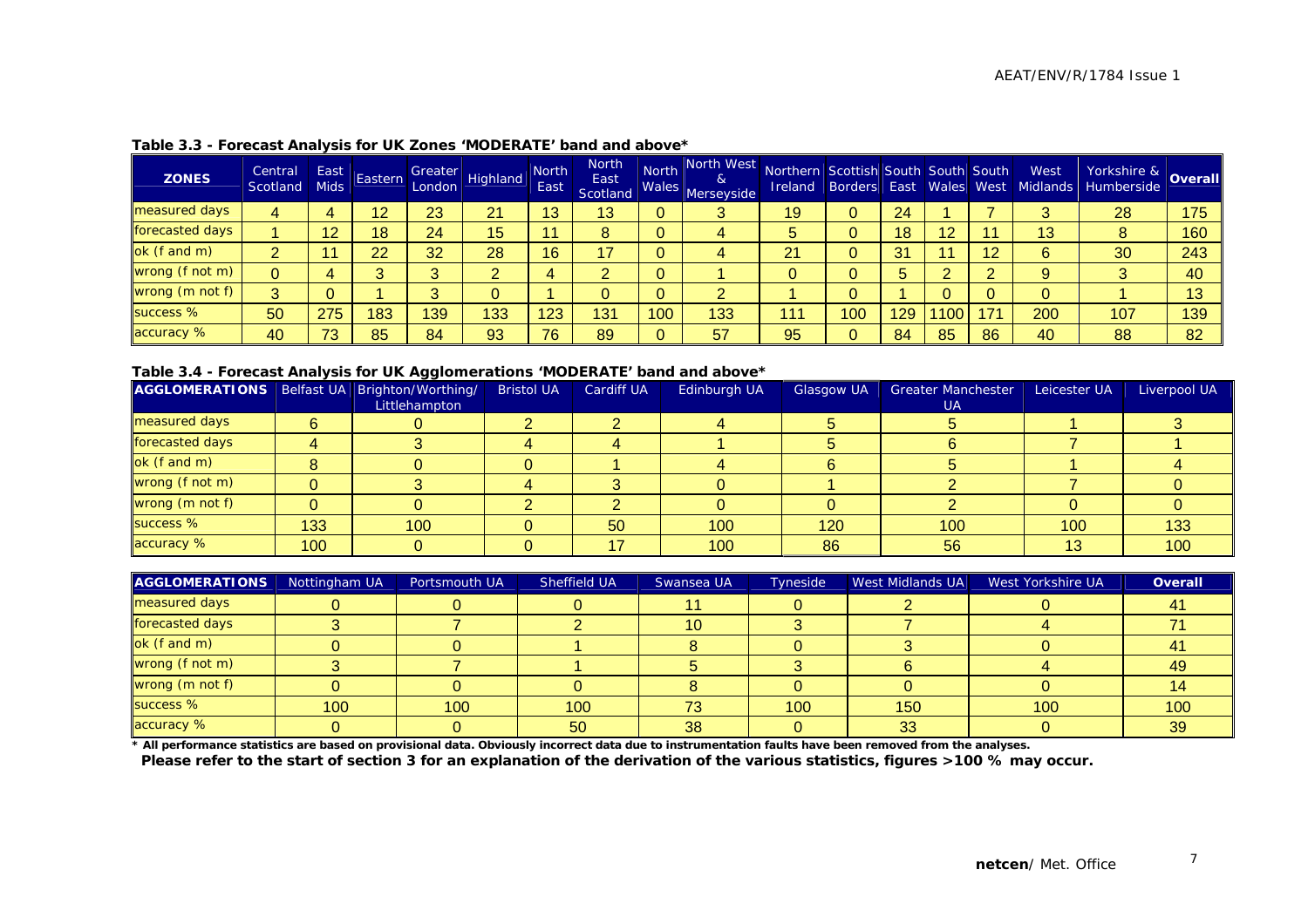**Table 3.3 - Forecast Analysis for UK Zones 'MODERATE' band and above***

| ZONES | Central Scotland | East Mids | Eastern | Greater London | Highland | North East | North East Scotland | North Wales | North West & Merseyside | Northern Ireland | Scottish Borders | South East | South Wales | South West | West Midlands | Yorkshire & Humberside | Overall |
|---|---|---|---|---|---|---|---|---|---|---|---|---|---|---|---|---|---|
| measured days | 4 | 4 | 12 | 23 | 21 | 13 | 13 | 0 | 3 | 19 | 0 | 24 | 1 | 7 | 3 | 28 | 175 |
| forecasted days | 1 | 12 | 18 | 24 | 15 | 11 | 8 | 0 | 4 | 5 | 0 | 18 | 12 | 11 | 13 | 8 | 160 |
| ok (f and m) | 2 | 11 | 22 | 32 | 28 | 16 | 17 | 0 | 4 | 21 | 0 | 31 | 11 | 12 | 6 | 30 | 243 |
| wrong (f not m) | 0 | 4 | 3 | 3 | 2 | 4 | 2 | 0 | 1 | 0 | 0 | 5 | 2 | 2 | 9 | 3 | 40 |
| wrong (m not f) | 3 | 0 | 1 | 3 | 0 | 1 | 0 | 0 | 2 | 1 | 0 | 1 | 0 | 0 | 0 | 1 | 13 |
| success % | 50 | 275 | 183 | 139 | 133 | 123 | 131 | 100 | 133 | 111 | 100 | 129 | 1100 | 171 | 200 | 107 | 139 |
| accuracy % | 40 | 73 | 85 | 84 | 93 | 76 | 89 | 0 | 57 | 95 | 0 | 84 | 85 | 86 | 40 | 88 | 82 |

**Table 3.4 - Forecast Analysis for UK Agglomerations 'MODERATE' band and above***

| AGGLOMERATIONS | Belfast UA | Brighton/Worthing/ Littlehampton | Bristol UA | Cardiff UA | Edinburgh UA | Glasgow UA | Greater Manchester UA | Leicester UA | Liverpool UA |
|---|---|---|---|---|---|---|---|---|---|
| measured days | 6 | 0 | 2 | 2 | 4 | 5 | 5 | 1 | 3 |
| forecasted days | 4 | 3 | 4 | 4 | 1 | 5 | 6 | 7 | 1 |
| ok (f and m) | 8 | 0 | 0 | 1 | 4 | 6 | 5 | 1 | 4 |
| wrong (f not m) | 0 | 3 | 4 | 3 | 0 | 1 | 2 | 7 | 0 |
| wrong (m not f) | 0 | 0 | 2 | 2 | 0 | 0 | 2 | 0 | 0 |
| success % | 133 | 100 | 0 | 50 | 100 | 120 | 100 | 100 | 133 |
| accuracy % | 100 | 0 | 0 | 17 | 100 | 86 | 56 | 13 | 100 |

| AGGLOMERATIONS | Nottingham UA | Portsmouth UA | Sheffield UA | Swansea UA | Tyneside | West Midlands UA | West Yorkshire UA | Overall |
|---|---|---|---|---|---|---|---|---|
| measured days | 0 | 0 | 0 | 11 | 0 | 2 | 0 | 41 |
| forecasted days | 3 | 7 | 2 | 10 | 3 | 7 | 4 | 71 |
| ok (f and m) | 0 | 0 | 1 | 8 | 0 | 3 | 0 | 41 |
| wrong (f not m) | 3 | 7 | 1 | 5 | 3 | 6 | 4 | 49 |
| wrong (m not f) | 0 | 0 | 0 | 8 | 0 | 0 | 0 | 14 |
| success % | 100 | 100 | 100 | 73 | 100 | 150 | 100 | 100 |
| accuracy % | 0 | 0 | 50 | 38 | 0 | 33 | 0 | 39 |

\* **All performance statistics are based on provisional data. Obviously incorrect data due to instrumentation faults have been removed from the analyses.**
**Please refer to the start of section 3 for an explanation of the derivation of the various statistics, figures >100 % may occur.**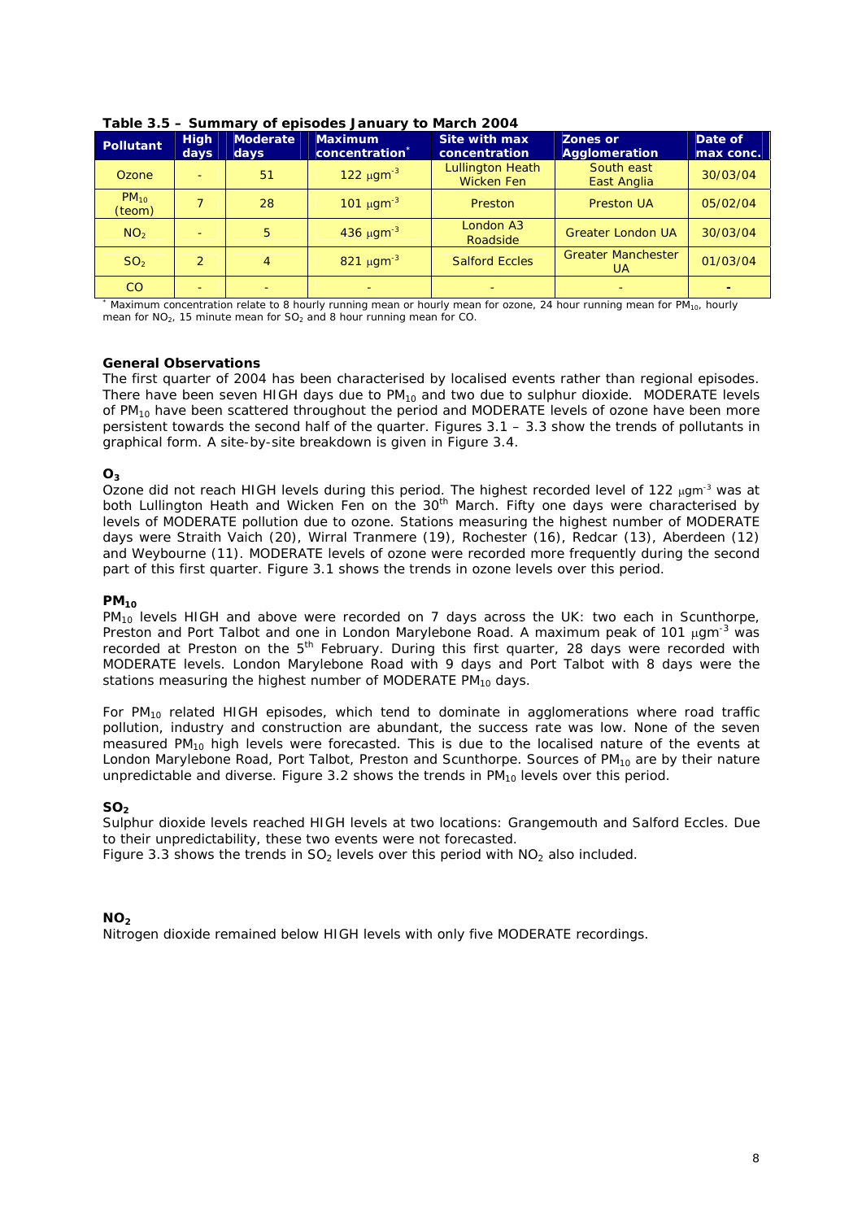**Table 3.5 – Summary of episodes January to March 2004**

| Pollutant | High days | Moderate days | Maximum concentration* | Site with max concentration | Zones or Agglomeration | Date of max conc. |
|---|---|---|---|---|---|---|
| Ozone | - | 51 | 122 $\mu gm^{-3}$ | Lullington Heath Wicken Fen | South east East Anglia | 30/03/04 |
| $PM_{10}$ (teom) | 7 | 28 | 101 $\mu gm^{-3}$ | Preston | Preston UA | 05/02/04 |
| $NO_2$ | - | 5 | 436 $\mu gm^{-3}$ | London A3 Roadside | Greater London UA | 30/03/04 |
| $SO_2$ | 2 | 4 | 821 $\mu gm^{-3}$ | Salford Eccles | Greater Manchester UA | 01/03/04 |
| CO | - | - | - | - | - | - |

* Maximum concentration relate to 8 hourly running mean or hourly mean for ozone, 24 hour running mean for $PM_{10}$, hourly mean for $NO_2$, 15 minute mean for $SO_2$ and 8 hour running mean for CO.

### General Observations

The first quarter of 2004 has been characterised by localised events rather than regional episodes. There have been seven HIGH days due to $PM_{10}$ and two due to sulphur dioxide. MODERATE levels of $PM_{10}$ have been scattered throughout the period and MODERATE levels of ozone have been more persistent towards the second half of the quarter. Figures 3.1 – 3.3 show the trends of pollutants in graphical form. A site-by-site breakdown is given in Figure 3.4.

### $O_3$

Ozone did not reach HIGH levels during this period. The highest recorded level of 122 $\mu gm^{-3}$ was at both Lullington Heath and Wicken Fen on the 30th March. Fifty one days were characterised by levels of MODERATE pollution due to ozone. Stations measuring the highest number of MODERATE days were Straith Vaich (20), Wirral Tranmere (19), Rochester (16), Redcar (13), Aberdeen (12) and Weybourne (11). MODERATE levels of ozone were recorded more frequently during the second part of this first quarter. Figure 3.1 shows the trends in ozone levels over this period.

### $PM_{10}$

$PM_{10}$ levels HIGH and above were recorded on 7 days across the UK: two each in Scunthorpe, Preston and Port Talbot and one in London Marylebone Road. A maximum peak of 101 $\mu gm^{-3}$ was recorded at Preston on the 5th February. During this first quarter, 28 days were recorded with MODERATE levels. London Marylebone Road with 9 days and Port Talbot with 8 days were the stations measuring the highest number of MODERATE $PM_{10}$ days.

For $PM_{10}$ related HIGH episodes, which tend to dominate in agglomerations where road traffic pollution, industry and construction are abundant, the success rate was low. None of the seven measured $PM_{10}$ high levels were forecasted. This is due to the localised nature of the events at London Marylebone Road, Port Talbot, Preston and Scunthorpe. Sources of $PM_{10}$ are by their nature unpredictable and diverse. Figure 3.2 shows the trends in $PM_{10}$ levels over this period.

### $SO_2$

Sulphur dioxide levels reached HIGH levels at two locations: Grangemouth and Salford Eccles. Due to their unpredictability, these two events were not forecasted.

Figure 3.3 shows the trends in $SO_2$ levels over this period with $NO_2$ also included.

### $NO_2$

Nitrogen dioxide remained below HIGH levels with only five MODERATE recordings.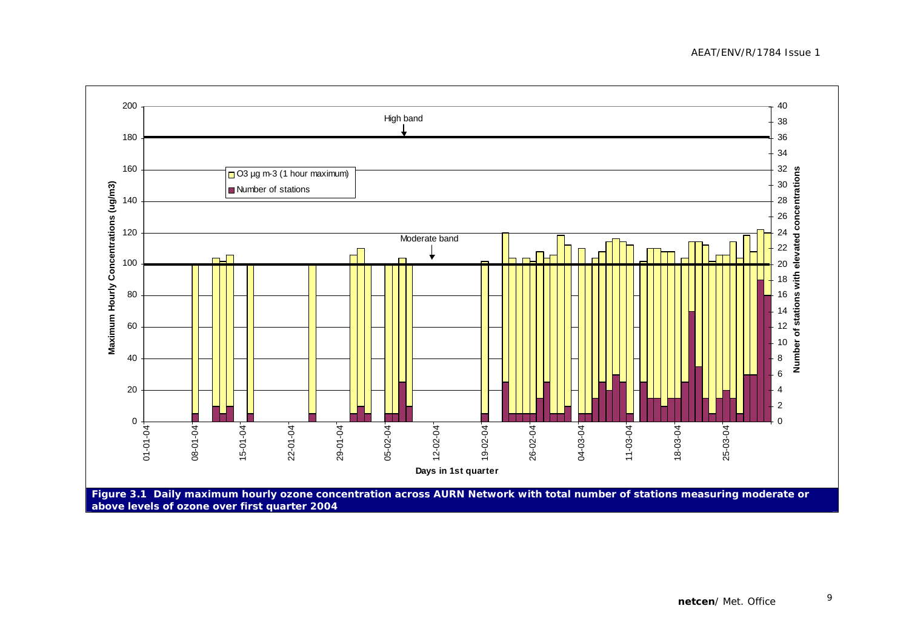Figure 3.1 Daily maximum hourly ozone concentration across AURN Network with total number of stations measuring moderate or above levels of ozone over first quarter 2004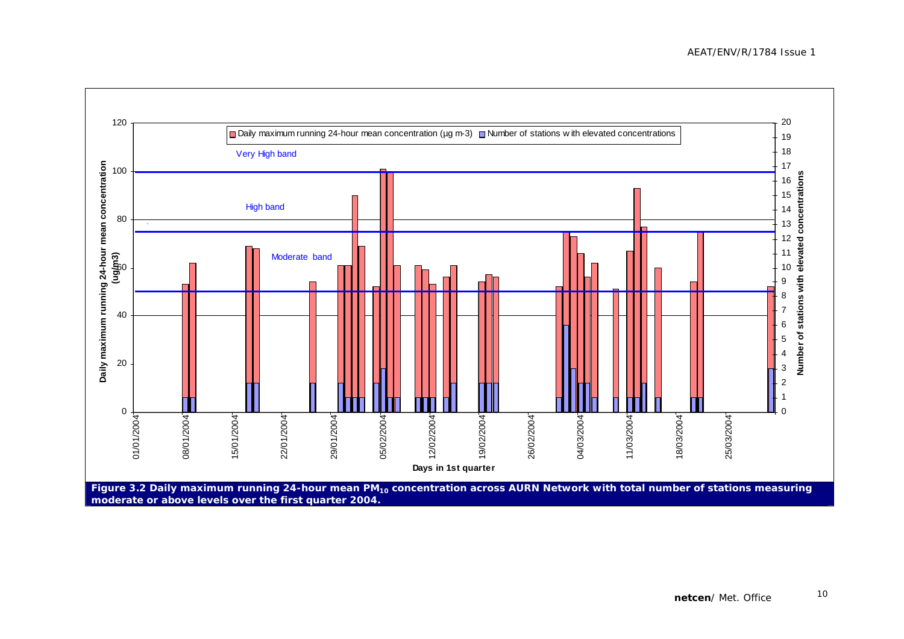**Figure 3.2 Daily maximum running 24-hour mean $PM_{10}$ concentration across AURN Network with total number of stations measuring moderate or above levels over the first quarter 2004.**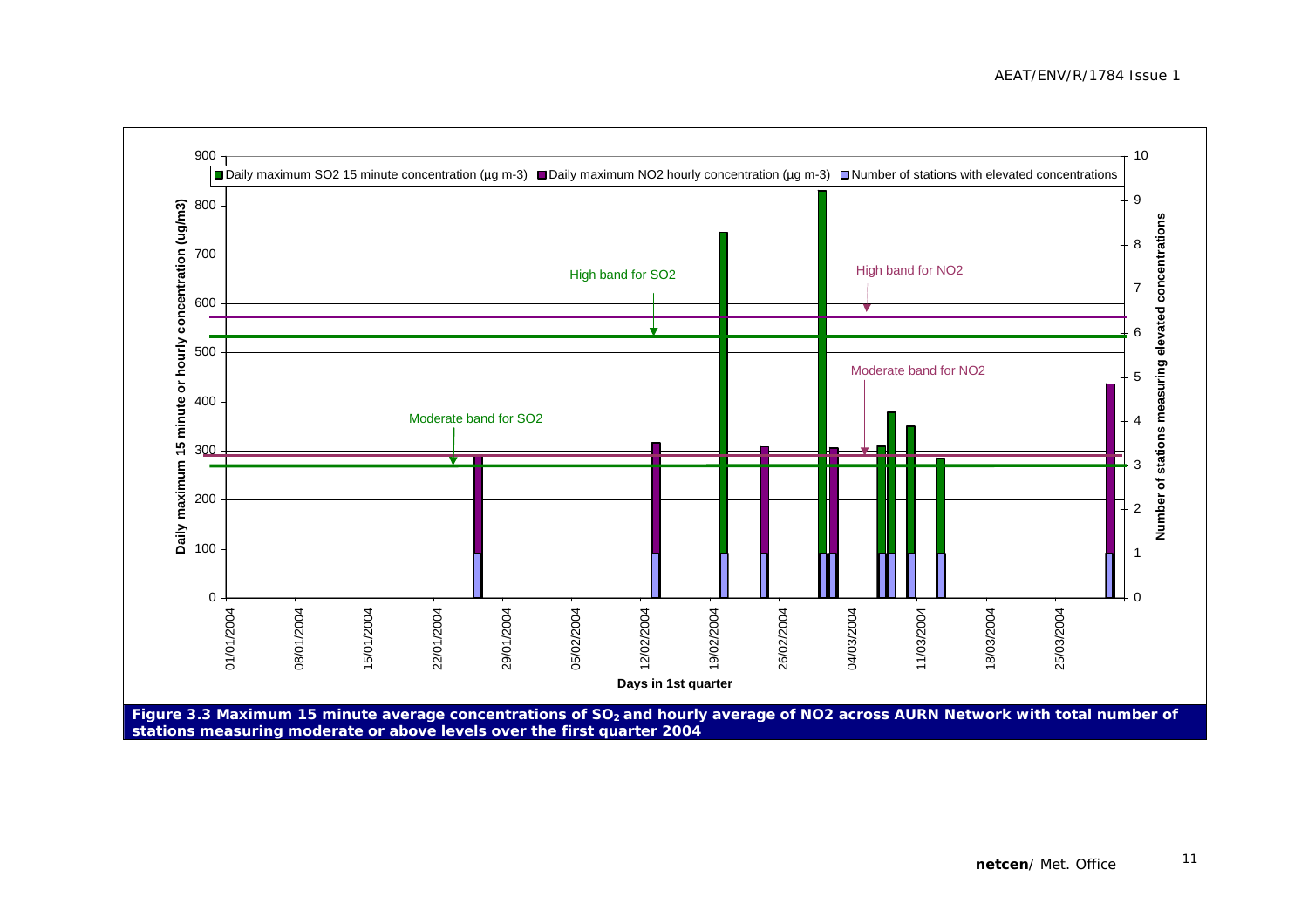**Figure 3.3 Maximum 15 minute average concentrations of $SO_2$ and hourly average of NO2 across AURN Network with total number of stations measuring moderate or above levels over the first quarter 2004**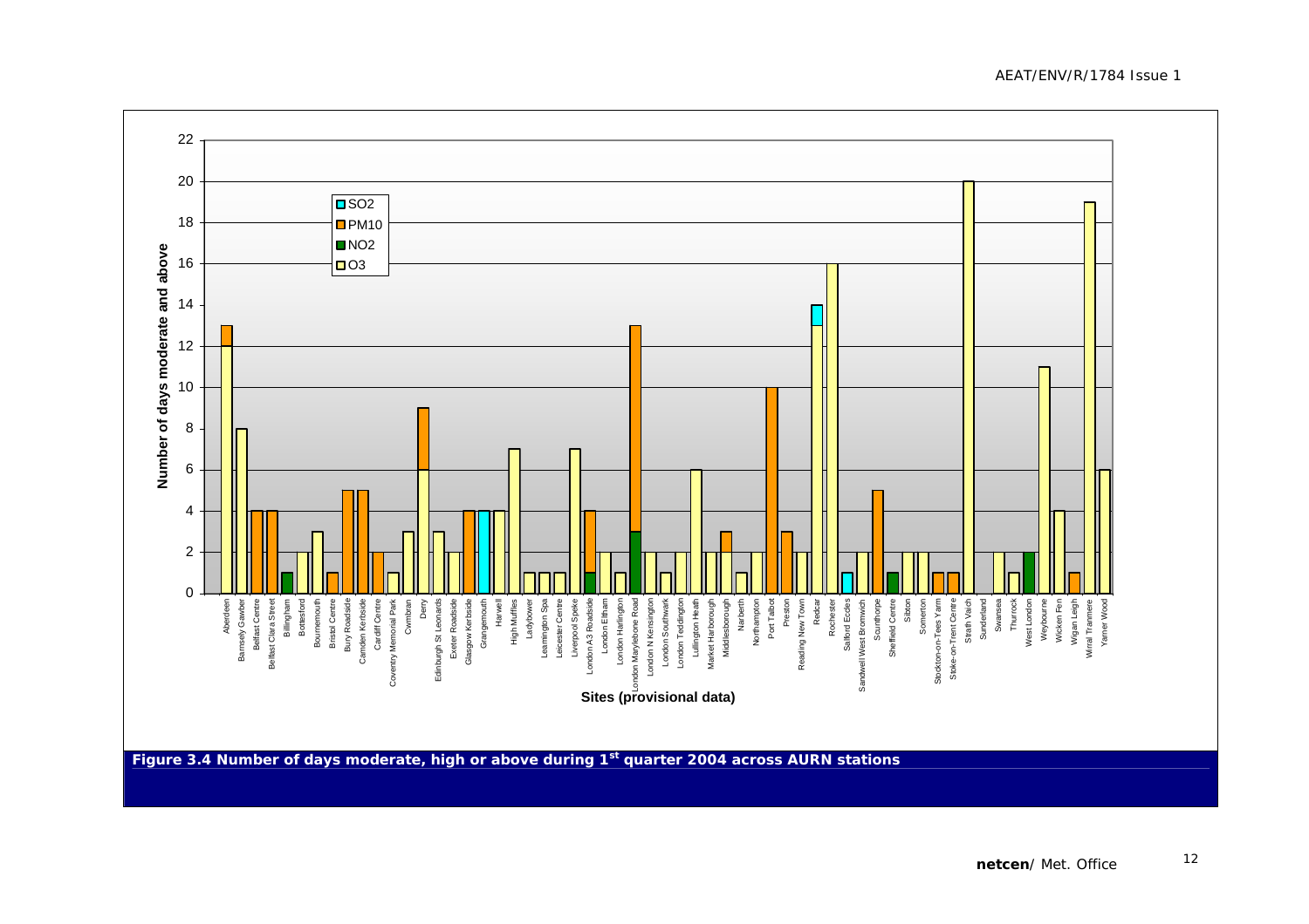**Figure 3.4 Number of days moderate, high or above during 1st quarter 2004 across AURN stations**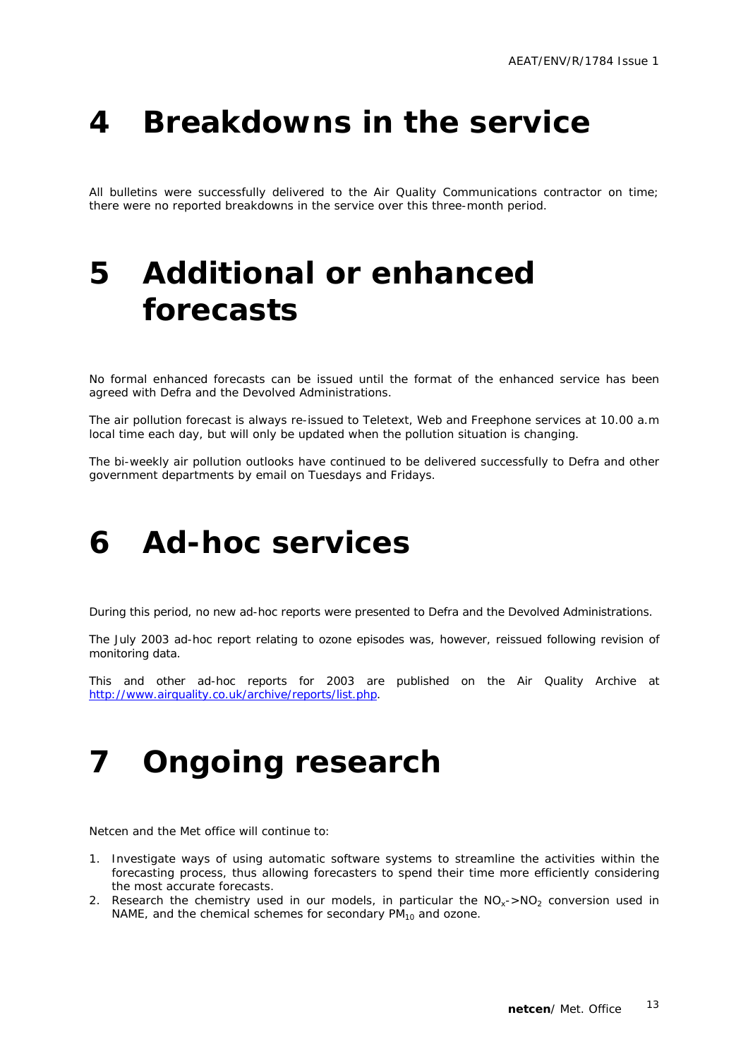# 4 Breakdowns in the service

All bulletins were successfully delivered to the Air Quality Communications contractor on time; there were no reported breakdowns in the service over this three-month period.

# 5 Additional or enhanced forecasts

No formal enhanced forecasts can be issued until the format of the enhanced service has been agreed with Defra and the Devolved Administrations.

The air pollution forecast is always re-issued to Teletext, Web and Freephone services at 10.00 a.m local time each day, but will only be updated when the pollution situation is changing.

The bi-weekly air pollution outlooks have continued to be delivered successfully to Defra and other government departments by email on Tuesdays and Fridays.

# 6 Ad-hoc services

During this period, no new ad-hoc reports were presented to Defra and the Devolved Administrations.

The July 2003 ad-hoc report relating to ozone episodes was, however, reissued following revision of monitoring data.

This and other ad-hoc reports for 2003 are published on the Air Quality Archive at http://www.airquality.co.uk/archive/reports/list.php.

# 7 Ongoing research

Netcen and the Met office will continue to:

1. Investigate ways of using automatic software systems to streamline the activities within the forecasting process, thus allowing forecasters to spend their time more efficiently considering the most accurate forecasts.
2. Research the chemistry used in our models, in particular the $NO_x$->$NO_2$ conversion used in NAME, and the chemical schemes for secondary $PM_{10}$ and ozone.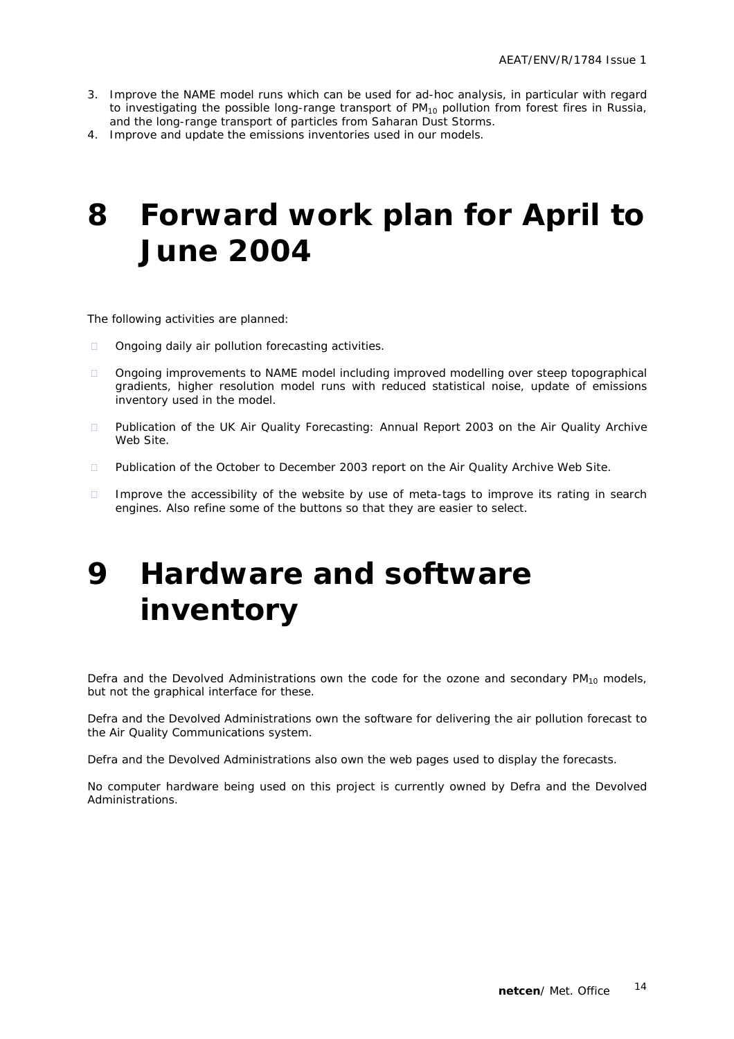3. Improve the NAME model runs which can be used for ad-hoc analysis, in particular with regard to investigating the possible long-range transport of $PM_{10}$ pollution from forest fires in Russia, and the long-range transport of particles from Saharan Dust Storms.
4. Improve and update the emissions inventories used in our models.

# 8 Forward work plan for April to June 2004

The following activities are planned:

- Ongoing daily air pollution forecasting activities.
- Ongoing improvements to NAME model including improved modelling over steep topographical gradients, higher resolution model runs with reduced statistical noise, update of emissions inventory used in the model.
- Publication of the UK Air Quality Forecasting: Annual Report 2003 on the Air Quality Archive Web Site.
- Publication of the October to December 2003 report on the Air Quality Archive Web Site.
- Improve the accessibility of the website by use of meta-tags to improve its rating in search engines. Also refine some of the buttons so that they are easier to select.

# 9 Hardware and software inventory

Defra and the Devolved Administrations own the code for the ozone and secondary $PM_{10}$ models, but not the graphical interface for these.

Defra and the Devolved Administrations own the software for delivering the air pollution forecast to the Air Quality Communications system.

Defra and the Devolved Administrations also own the web pages used to display the forecasts.

No computer hardware being used on this project is currently owned by Defra and the Devolved Administrations.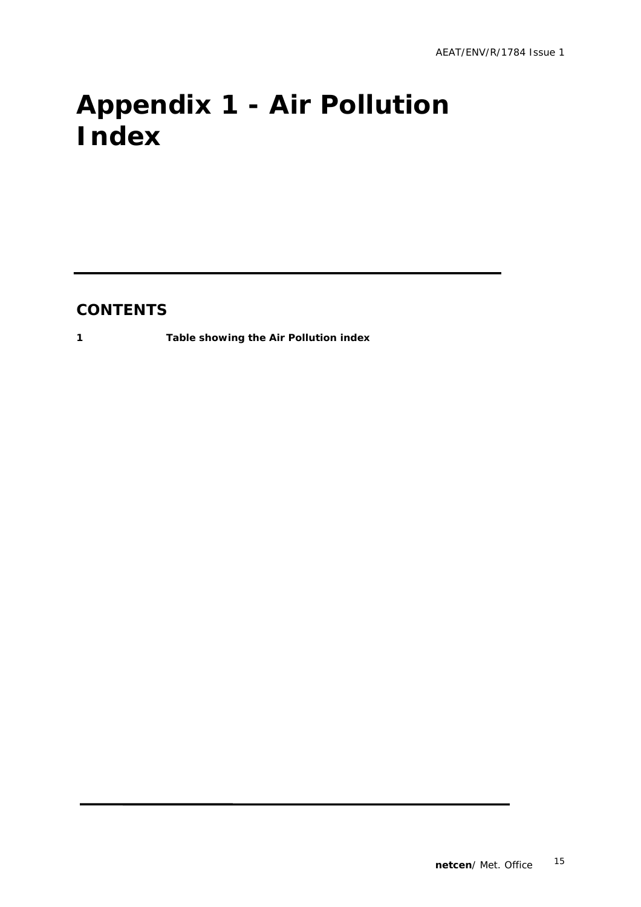# Appendix 1 - Air Pollution Index

## CONTENTS

**1 Table showing the Air Pollution index**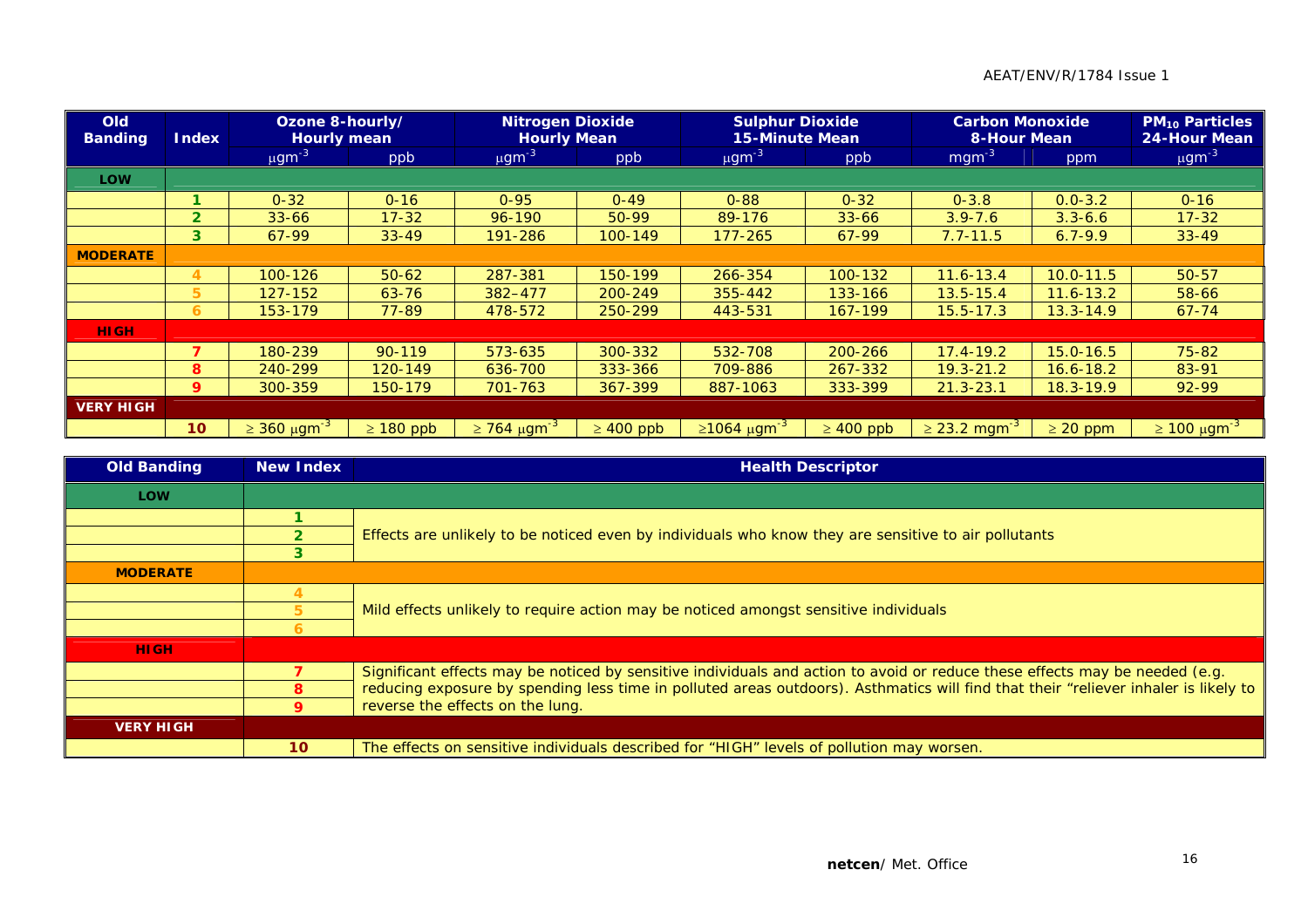| Old Banding | Index | Ozone 8-hourly/ Hourly mean | | Nitrogen Dioxide Hourly Mean | | Sulphur Dioxide 15-Minute Mean | | Carbon Monoxide 8-Hour Mean | | $PM_{10}$ Particles 24-Hour Mean |
|---|---|---|---|---|---|---|---|---|---|---|
| | | $\mu gm^{-3}$ | ppb | $\mu gm^{-3}$ | ppb | $\mu gm^{-3}$ | ppb | $mgm^{-3}$ | ppm | $\mu gm^{-3}$ |
| **LOW** | | | | | | | | | | |
| | 1 | 0-32 | 0-16 | 0-95 | 0-49 | 0-88 | 0-32 | 0-3.8 | 0.0-3.2 | 0-16 |
| | 2 | 33-66 | 17-32 | 96-190 | 50-99 | 89-176 | 33-66 | 3.9-7.6 | 3.3-6.6 | 17-32 |
| | 3 | 67-99 | 33-49 | 191-286 | 100-149 | 177-265 | 67-99 | 7.7-11.5 | 6.7-9.9 | 33-49 |
| **MODERATE** | | | | | | | | | | |
| | 4 | 100-126 | 50-62 | 287-381 | 150-199 | 266-354 | 100-132 | 11.6-13.4 | 10.0-11.5 | 50-57 |
| | 5 | 127-152 | 63-76 | 382–477 | 200-249 | 355-442 | 133-166 | 13.5-15.4 | 11.6-13.2 | 58-66 |
| | 6 | 153-179 | 77-89 | 478-572 | 250-299 | 443-531 | 167-199 | 15.5-17.3 | 13.3-14.9 | 67-74 |
| **HIGH** | | | | | | | | | | |
| | 7 | 180-239 | 90-119 | 573-635 | 300-332 | 532-708 | 200-266 | 17.4-19.2 | 15.0-16.5 | 75-82 |
| | 8 | 240-299 | 120-149 | 636-700 | 333-366 | 709-886 | 267-332 | 19.3-21.2 | 16.6-18.2 | 83-91 |
| | 9 | 300-359 | 150-179 | 701-763 | 367-399 | 887-1063 | 333-399 | 21.3-23.1 | 18.3-19.9 | 92-99 |
| **VERY HIGH** | | | | | | | | | | |
| | 10 | $\geq$ 360 $\mu gm^{-3}$ | $\geq$ 180 ppb | $\geq$ 764 $\mu gm^{-3}$ | $\geq$ 400 ppb | $\geq$1064 $\mu gm^{-3}$ | $\geq$ 400 ppb | $\geq$ 23.2 $mgm^{-3}$ | $\geq$ 20 ppm | $\geq$ 100 $\mu gm^{-3}$ |

| Old Banding | New Index | Health Descriptor |
|---|---|---|
| **LOW** | | |
| | 1, 2, 3 | Effects are unlikely to be noticed even by individuals who know they are sensitive to air pollutants |
| **MODERATE** | | |
| | 4, 5, 6 | Mild effects unlikely to require action may be noticed amongst sensitive individuals |
| **HIGH** | | |
| | 7, 8, 9 | Significant effects may be noticed by sensitive individuals and action to avoid or reduce these effects may be needed (e.g. reducing exposure by spending less time in polluted areas outdoors). Asthmatics will find that their "reliever inhaler is likely to reverse the effects on the lung. |
| **VERY HIGH** | | |
| | 10 | The effects on sensitive individuals described for "HIGH" levels of pollution may worsen. |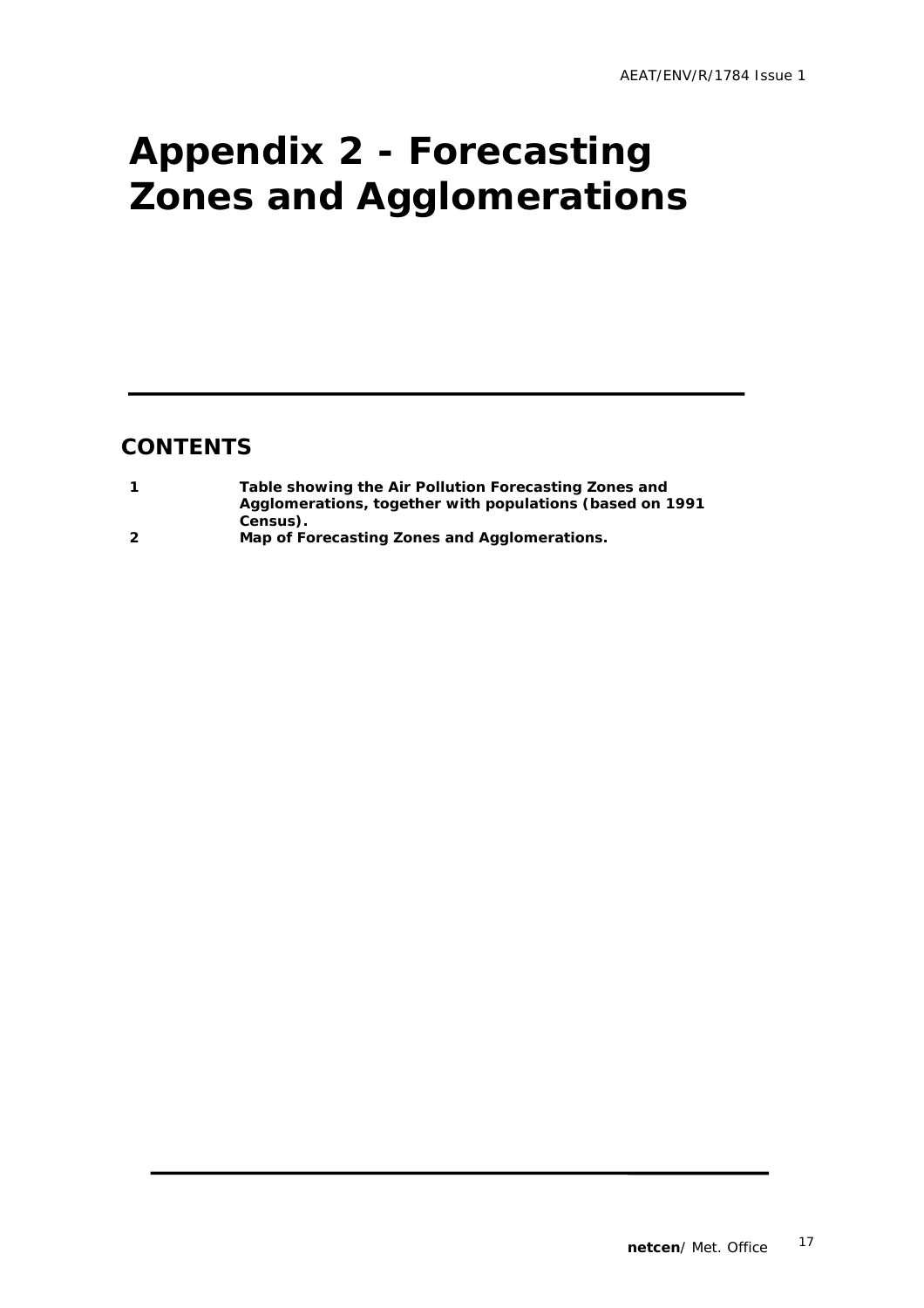# Appendix 2 - Forecasting Zones and Agglomerations

## CONTENTS

| | |
|---|---|
| **1** | **Table showing the Air Pollution Forecasting Zones and Agglomerations, together with populations (based on 1991 Census).** |
| **2** | **Map of Forecasting Zones and Agglomerations.** |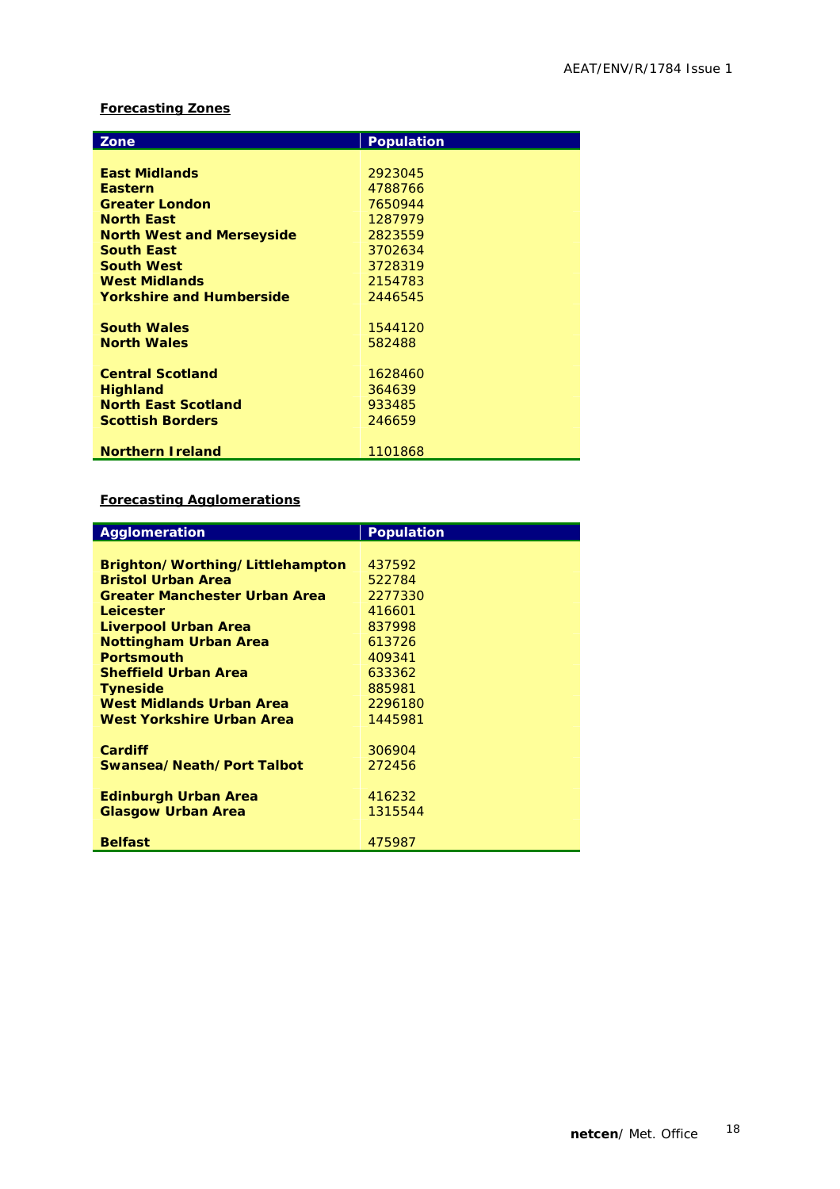**Forecasting Zones**

| Zone | Population |
|---|---|
| **East Midlands** | 2923045 |
| **Eastern** | 4788766 |
| **Greater London** | 7650944 |
| **North East** | 1287979 |
| **North West and Merseyside** | 2823559 |
| **South East** | 3702634 |
| **South West** | 3728319 |
| **West Midlands** | 2154783 |
| **Yorkshire and Humberside** | 2446545 |
| **South Wales** | 1544120 |
| **North Wales** | 582488 |
| **Central Scotland** | 1628460 |
| **Highland** | 364639 |
| **North East Scotland** | 933485 |
| **Scottish Borders** | 246659 |
| **Northern Ireland** | 1101868 |

**Forecasting Agglomerations**

| Agglomeration | Population |
|---|---|
| **Brighton/Worthing/Littlehampton** | 437592 |
| **Bristol Urban Area** | 522784 |
| **Greater Manchester Urban Area** | 2277330 |
| **Leicester** | 416601 |
| **Liverpool Urban Area** | 837998 |
| **Nottingham Urban Area** | 613726 |
| **Portsmouth** | 409341 |
| **Sheffield Urban Area** | 633362 |
| **Tyneside** | 885981 |
| **West Midlands Urban Area** | 2296180 |
| **West Yorkshire Urban Area** | 1445981 |
| **Cardiff** | 306904 |
| **Swansea/Neath/Port Talbot** | 272456 |
| **Edinburgh Urban Area** | 416232 |
| **Glasgow Urban Area** | 1315544 |
| **Belfast** | 475987 |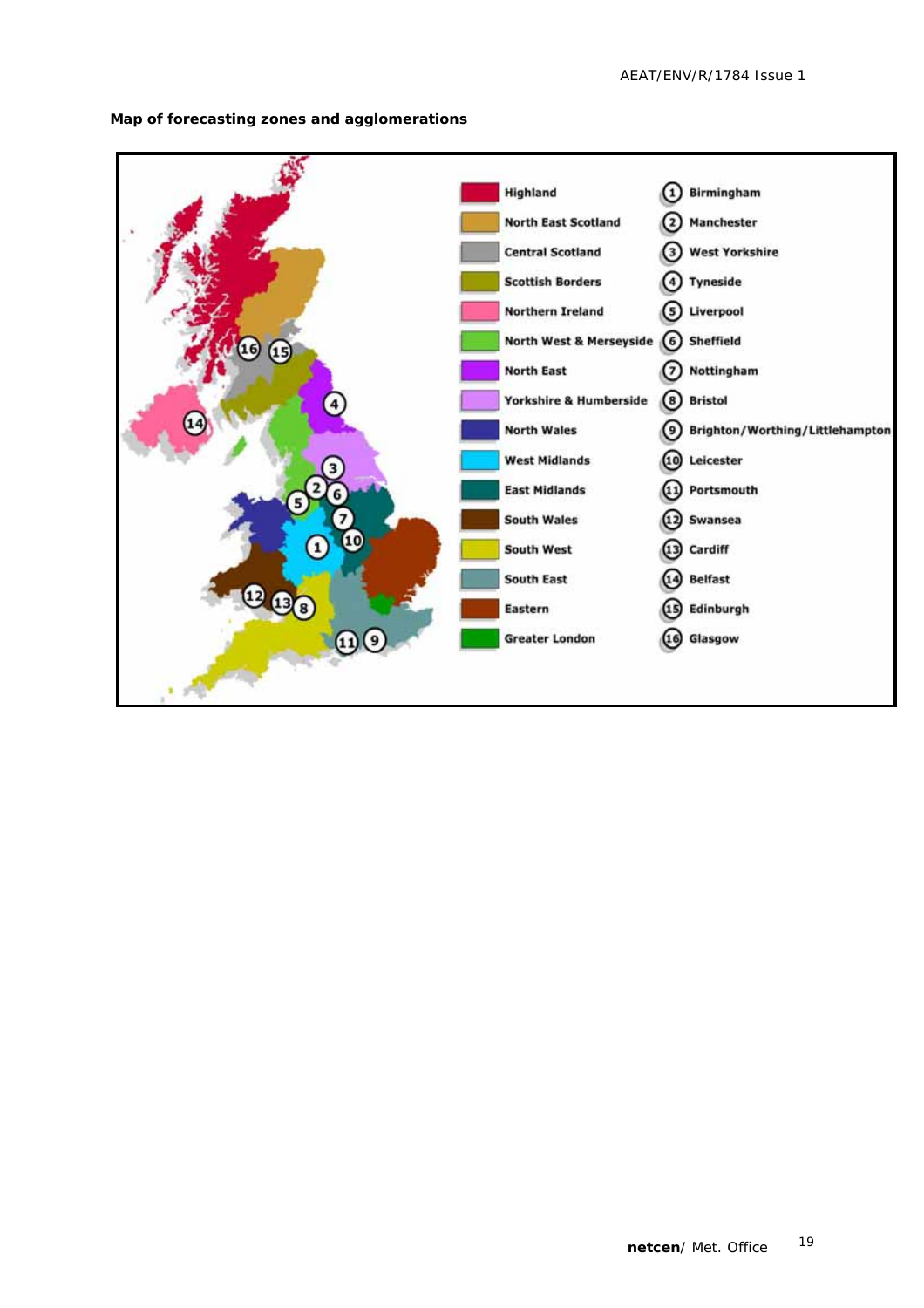**Map of forecasting zones and agglomerations**

Highland
North East Scotland
Central Scotland
Scottish Borders
Northern Ireland
North West & Merseyside
North East
Yorkshire & Humberside
North Wales
West Midlands
East Midlands
South Wales
South West
South East
Eastern
Greater London

1 Birmingham
2 Manchester
3 West Yorkshire
4 Tyneside
5 Liverpool
6 Sheffield
7 Nottingham
8 Bristol
9 Brighton/Worthing/Littlehampton
10 Leicester
11 Portsmouth
12 Swansea
13 Cardiff
14 Belfast
15 Edinburgh
16 Glasgow